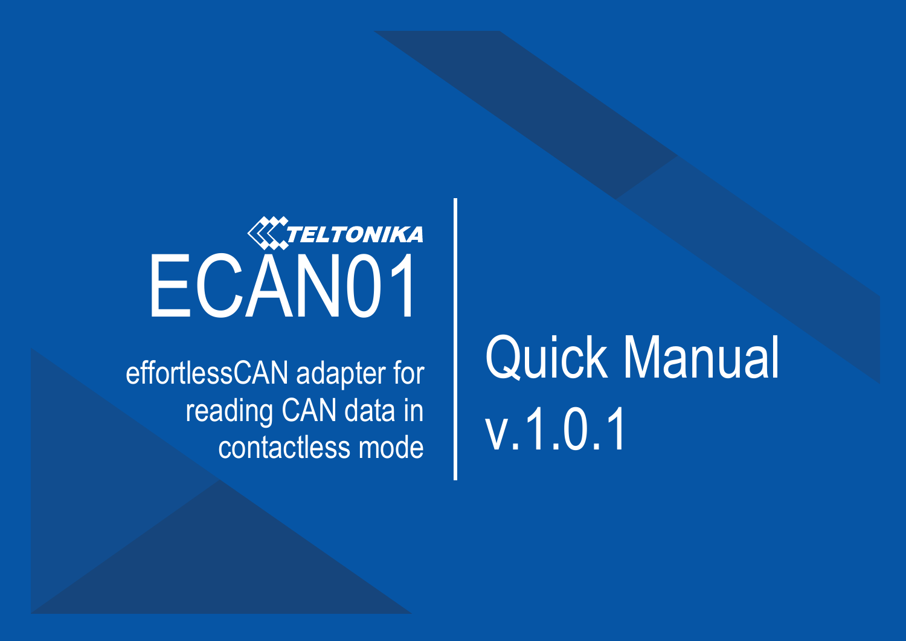TELTONIKA

# ECAN01

effortlessCAN adapter for reading CAN data in contactless mode

# Quick Manual

## v.1.0.1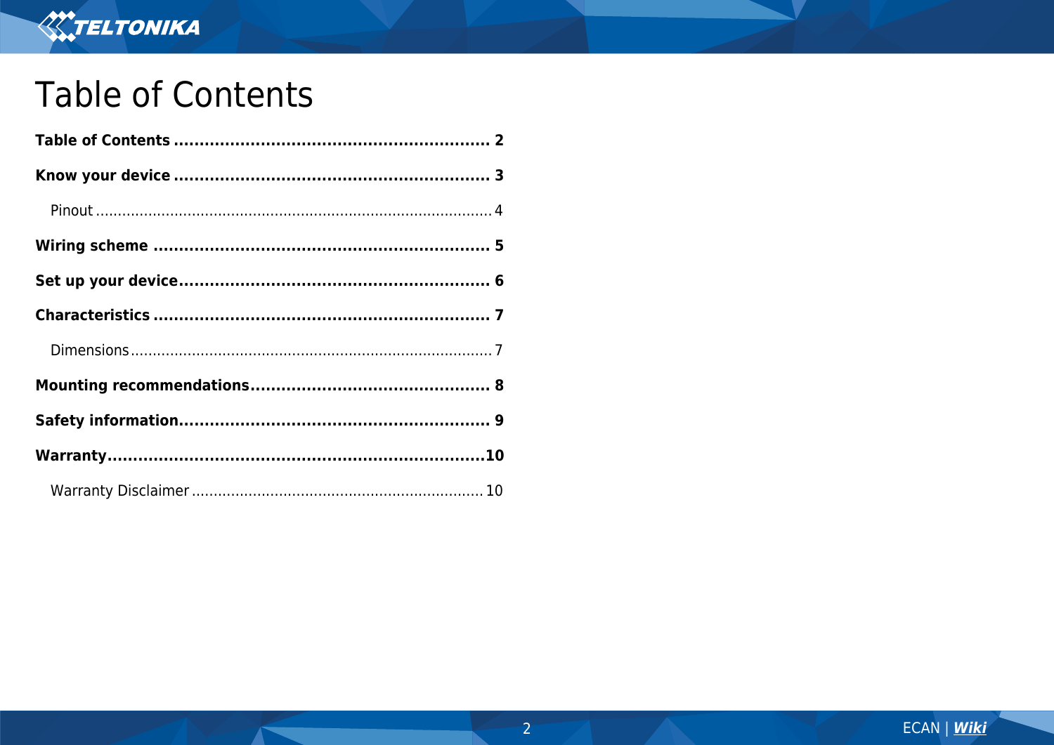# Table of Contents

**Table of Contents ............................................................. 2**

**Know your device ............................................................. 3**

Pinout .......................................................................................... 4

**Wiring scheme ................................................................. 5**

**Set up your device............................................................ 6**

**Characteristics ................................................................. 7**

Dimensions .................................................................................. 7

**Mounting recommendations.............................................. 8**

**Safety information............................................................ 9**

**Warranty..........................................................................10**

Warranty Disclaimer .................................................................. 10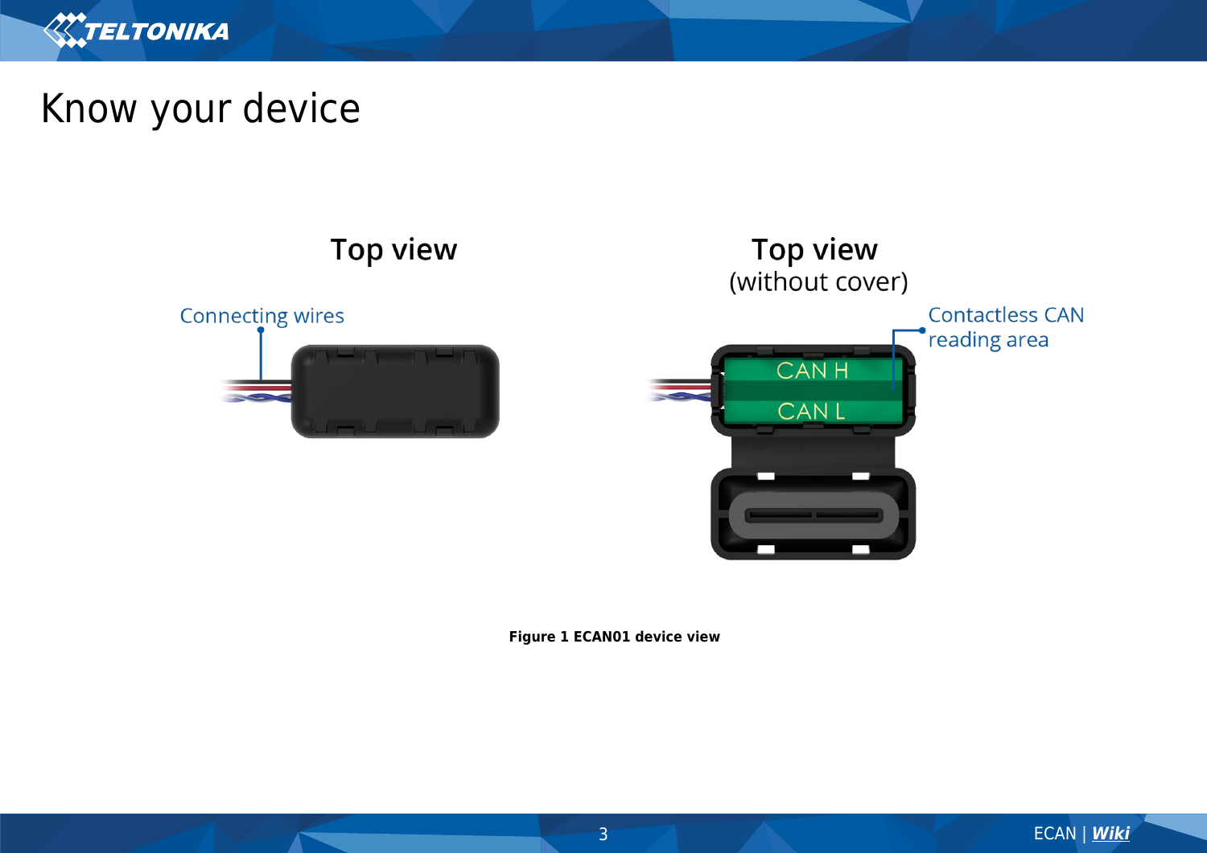# Know your device

Top view

Connecting wires

Top view
(without cover)

Contactless CAN reading area

CAN H

CAN L

**Figure 1 ECAN01 device view**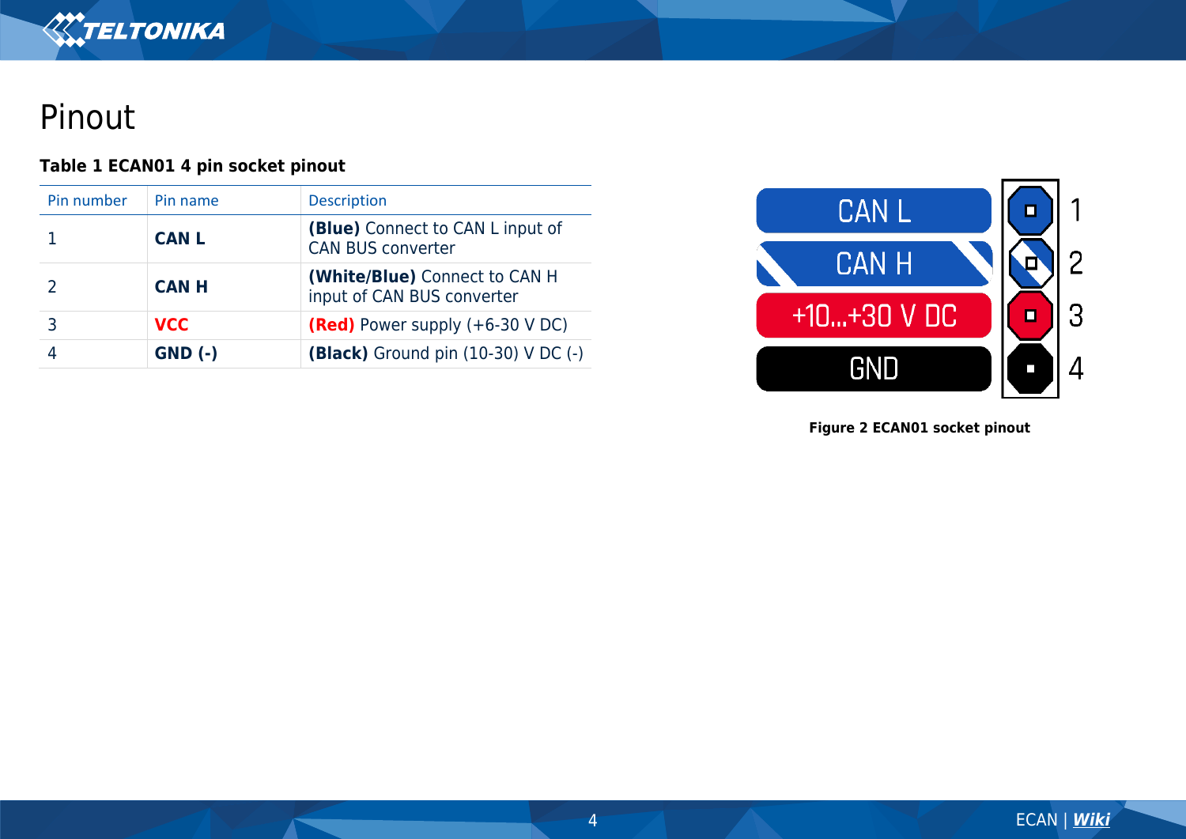# Pinout

**Table 1 ECAN01 4 pin socket pinout**

| Pin number | Pin name | Description |
|---|---|---|
| 1 | **CAN L** | **(Blue)** Connect to CAN L input of CAN BUS converter |
| 2 | **CAN H** | **(White/Blue)** Connect to CAN H input of CAN BUS converter |
| 3 | **VCC** | **(Red)** Power supply (+6-30 V DC) |
| 4 | **GND (-)** | **(Black)** Ground pin (10-30) V DC (-) |

CAN L
CAN H
+10...+30 V DC
GND
1
2
3
4

**Figure 2 ECAN01 socket pinout**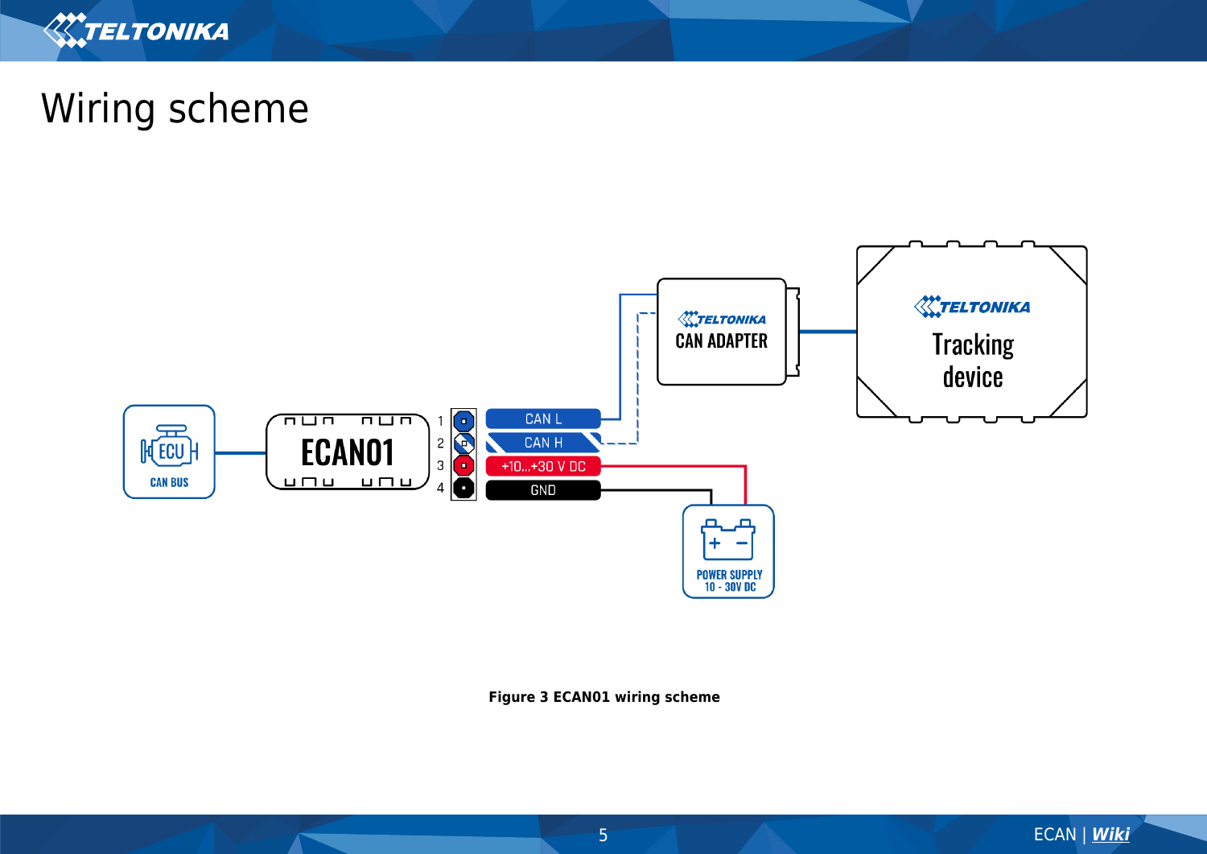# Wiring scheme

CAN BUS
ECU
ECAN01
1
2
3
4
CAN L
CAN H
+10...+30 V DC
GND
TELTONIKA
CAN ADAPTER
TELTONIKA
Tracking device
POWER SUPPLY
10 - 30V DC

**Figure 3 ECAN01 wiring scheme**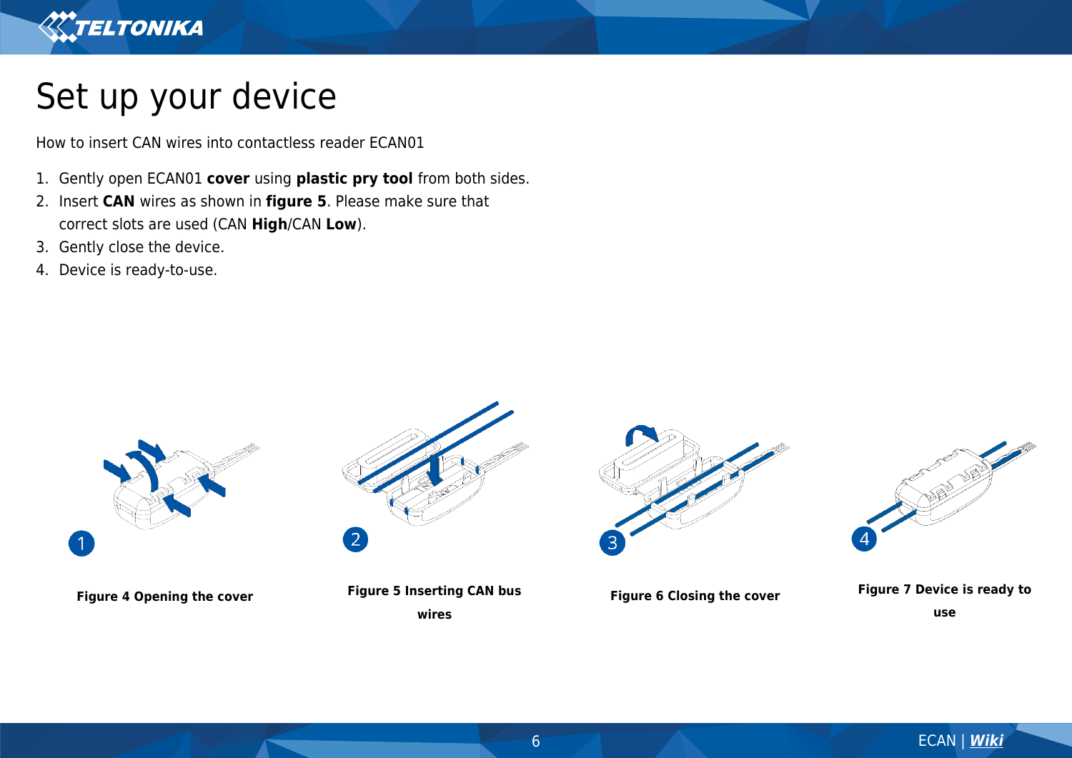# Set up your device

How to insert CAN wires into contactless reader ECAN01

1. Gently open ECAN01 **cover** using **plastic pry tool** from both sides.
2. Insert **CAN** wires as shown in **figure 5**. Please make sure that correct slots are used (CAN **High**/CAN **Low**).
3. Gently close the device.
4. Device is ready-to-use.

**Figure 4 Opening the cover**

**Figure 5 Inserting CAN bus wires**

**Figure 6 Closing the cover**

**Figure 7 Device is ready to use**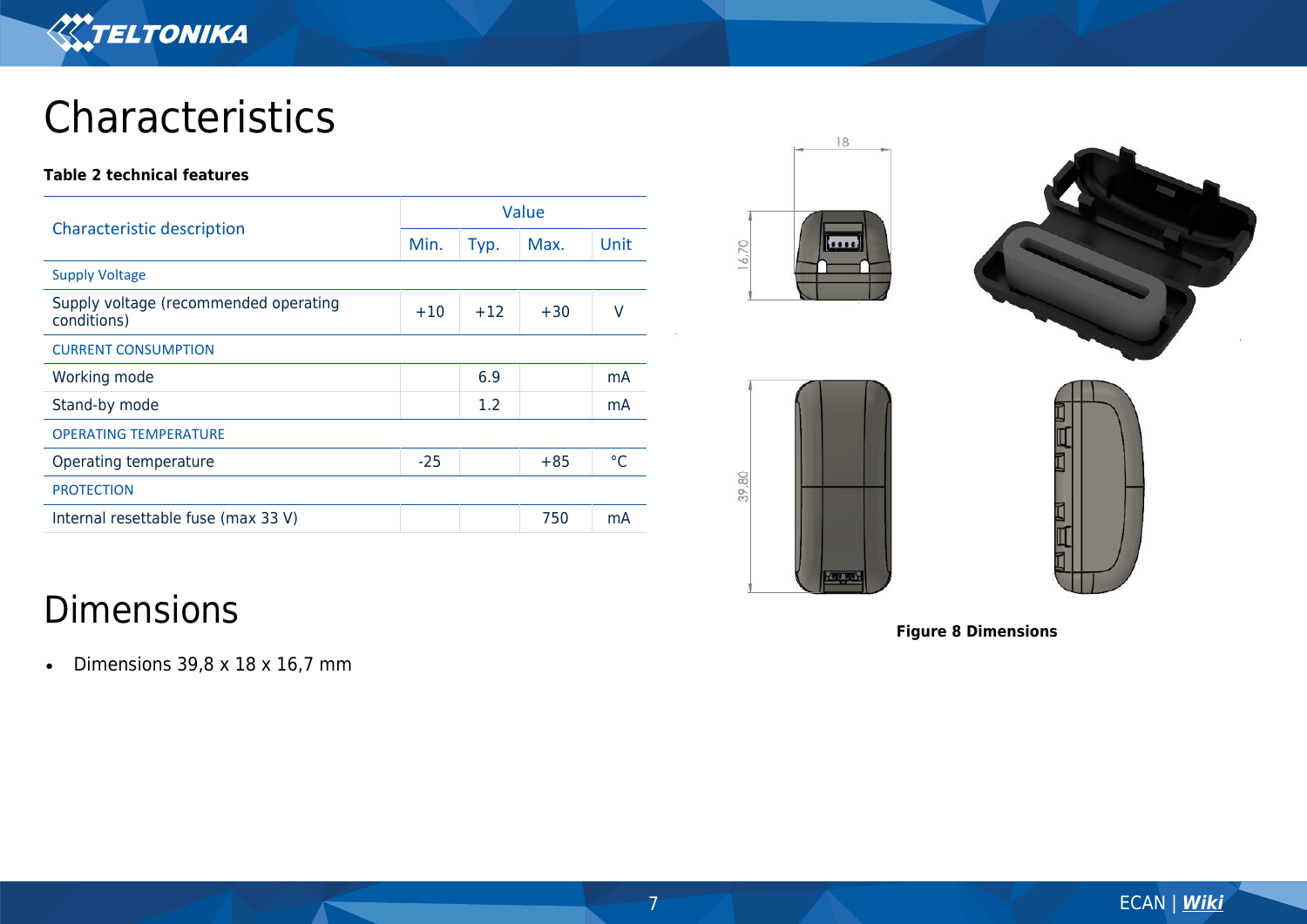# Characteristics

**Table 2 technical features**

| Characteristic description | Value | | | |
|---|---|---|---|---|
| | Min. | Typ. | Max. | Unit |
| Supply Voltage | | | | |
| Supply voltage (recommended operating conditions) | +10 | +12 | +30 | V |
| CURRENT CONSUMPTION | | | | |
| Working mode | | 6.9 | | mA |
| Stand-by mode | | 1.2 | | mA |
| OPERATING TEMPERATURE | | | | |
| Operating temperature | -25 | | +85 | °C |
| PROTECTION | | | | |
| Internal resettable fuse (max 33 V) | | | 750 | mA |

# Dimensions

- Dimensions 39,8 x 18 x 16,7 mm

18

16,70

39,80

**Figure 8 Dimensions**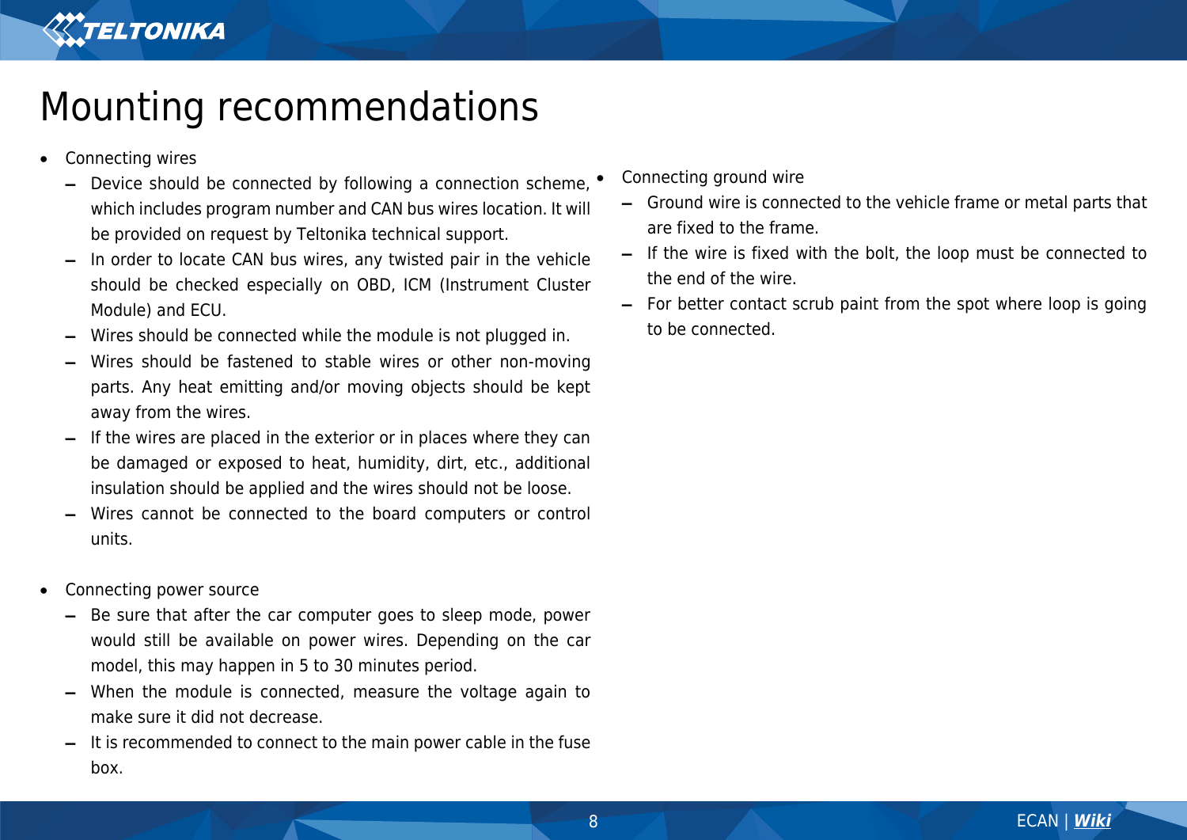# Mounting recommendations

- Connecting wires
  - Device should be connected by following a connection scheme, which includes program number and CAN bus wires location. It will be provided on request by Teltonika technical support.
  - In order to locate CAN bus wires, any twisted pair in the vehicle should be checked especially on OBD, ICM (Instrument Cluster Module) and ECU.
  - Wires should be connected while the module is not plugged in.
  - Wires should be fastened to stable wires or other non-moving parts. Any heat emitting and/or moving objects should be kept away from the wires.
  - If the wires are placed in the exterior or in places where they can be damaged or exposed to heat, humidity, dirt, etc., additional insulation should be applied and the wires should not be loose.
  - Wires cannot be connected to the board computers or control units.

- Connecting power source
  - Be sure that after the car computer goes to sleep mode, power would still be available on power wires. Depending on the car model, this may happen in 5 to 30 minutes period.
  - When the module is connected, measure the voltage again to make sure it did not decrease.
  - It is recommended to connect to the main power cable in the fuse box.

- Connecting ground wire
  - Ground wire is connected to the vehicle frame or metal parts that are fixed to the frame.
  - If the wire is fixed with the bolt, the loop must be connected to the end of the wire.
  - For better contact scrub paint from the spot where loop is going to be connected.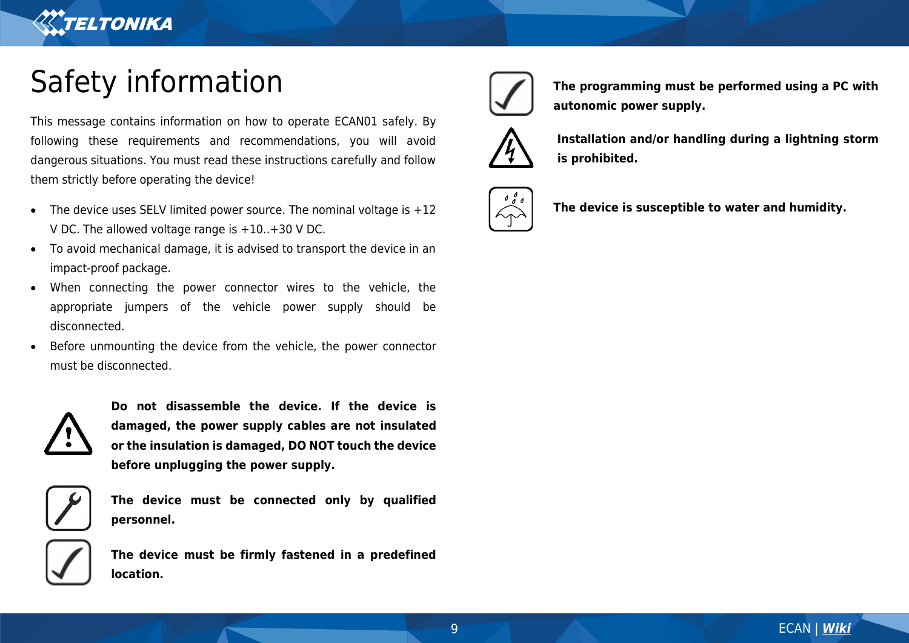# Safety information

This message contains information on how to operate ECAN01 safely. By following these requirements and recommendations, you will avoid dangerous situations. You must read these instructions carefully and follow them strictly before operating the device!

- The device uses SELV limited power source. The nominal voltage is +12 V DC. The allowed voltage range is +10..+30 V DC.
- To avoid mechanical damage, it is advised to transport the device in an impact-proof package.
- When connecting the power connector wires to the vehicle, the appropriate jumpers of the vehicle power supply should be disconnected.
- Before unmounting the device from the vehicle, the power connector must be disconnected.

**Do not disassemble the device. If the device is damaged, the power supply cables are not insulated or the insulation is damaged, DO NOT touch the device before unplugging the power supply.**

**The device must be connected only by qualified personnel.**

**The device must be firmly fastened in a predefined location.**

**The programming must be performed using a PC with autonomic power supply.**

**Installation and/or handling during a lightning storm is prohibited.**

**The device is susceptible to water and humidity.**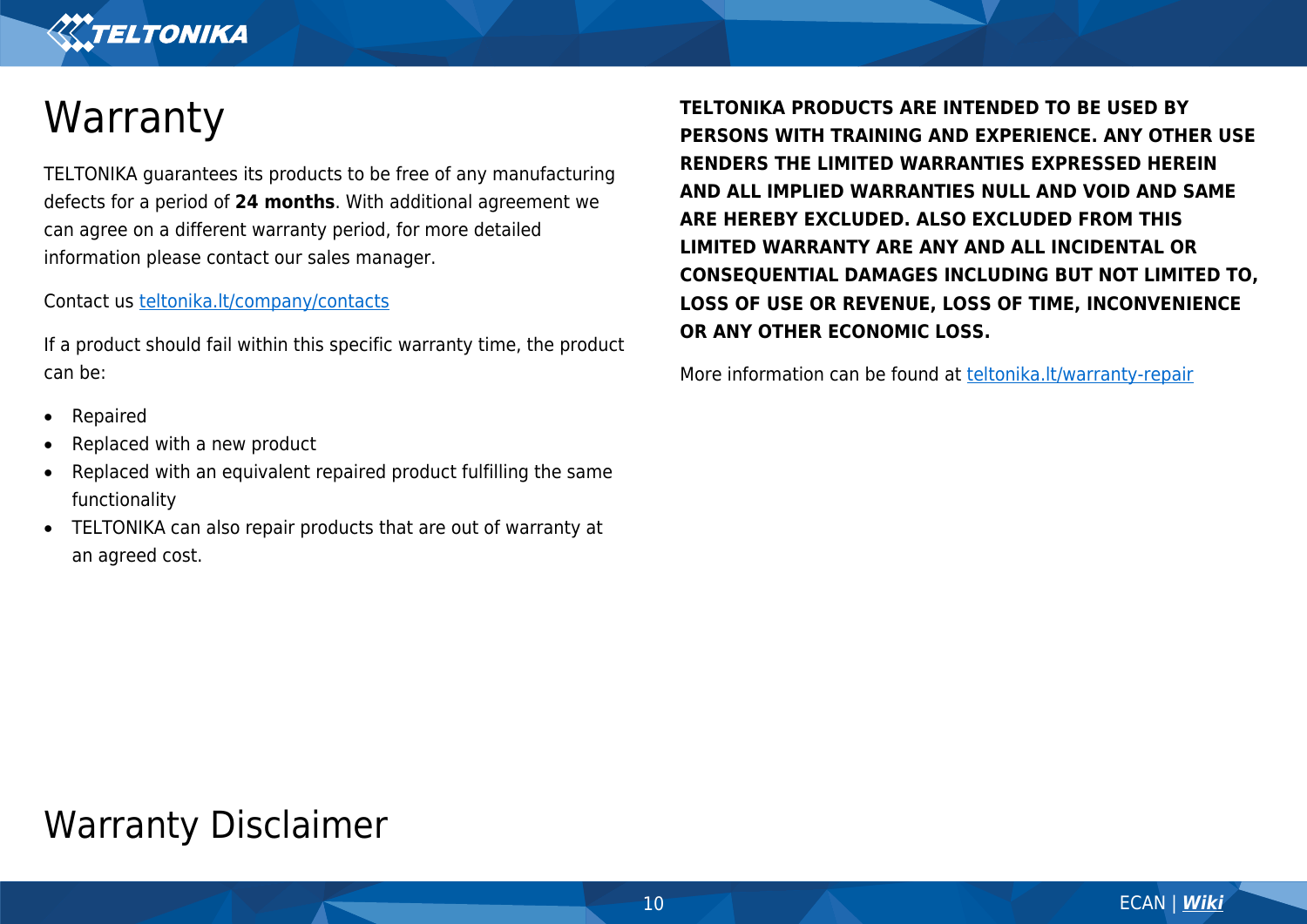# Warranty

TELTONIKA guarantees its products to be free of any manufacturing defects for a period of **24 months**. With additional agreement we can agree on a different warranty period, for more detailed information please contact our sales manager.

Contact us teltonika.lt/company/contacts

If a product should fail within this specific warranty time, the product can be:

- Repaired
- Replaced with a new product
- Replaced with an equivalent repaired product fulfilling the same functionality
- TELTONIKA can also repair products that are out of warranty at an agreed cost.

# Warranty Disclaimer

**TELTONIKA PRODUCTS ARE INTENDED TO BE USED BY PERSONS WITH TRAINING AND EXPERIENCE. ANY OTHER USE RENDERS THE LIMITED WARRANTIES EXPRESSED HEREIN AND ALL IMPLIED WARRANTIES NULL AND VOID AND SAME ARE HEREBY EXCLUDED. ALSO EXCLUDED FROM THIS LIMITED WARRANTY ARE ANY AND ALL INCIDENTAL OR CONSEQUENTIAL DAMAGES INCLUDING BUT NOT LIMITED TO, LOSS OF USE OR REVENUE, LOSS OF TIME, INCONVENIENCE OR ANY OTHER ECONOMIC LOSS.**

More information can be found at teltonika.lt/warranty-repair